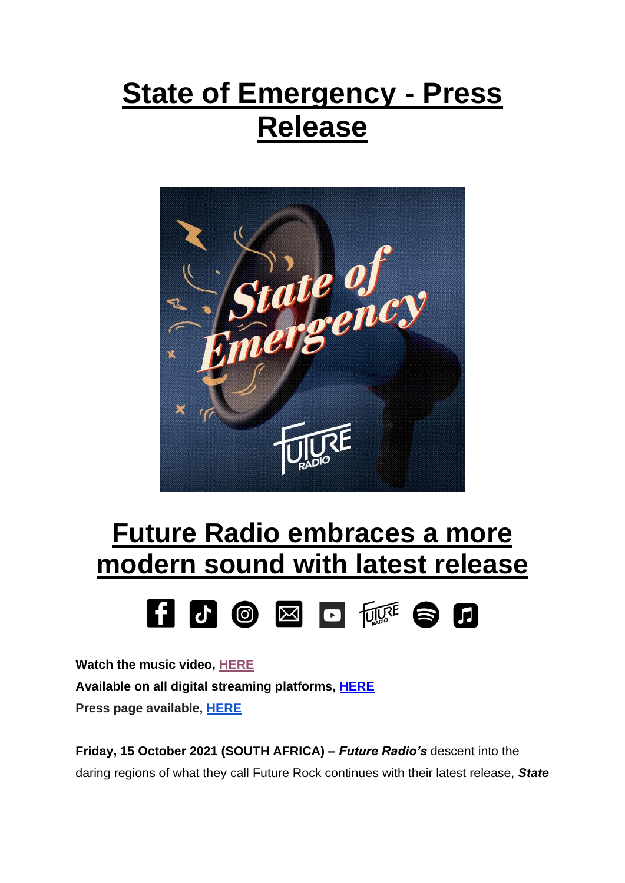# State of Emergency - Press Release

## Future Radio embraces a more modern sound with latest release

**Watch the music video, HERE**

**Available on all digital streaming platforms, HERE**

**Press page available, HERE**

**Friday, 15 October 2021 (SOUTH AFRICA) –** ***Future Radio's*** descent into the daring regions of what they call Future Rock continues with their latest release, ***State***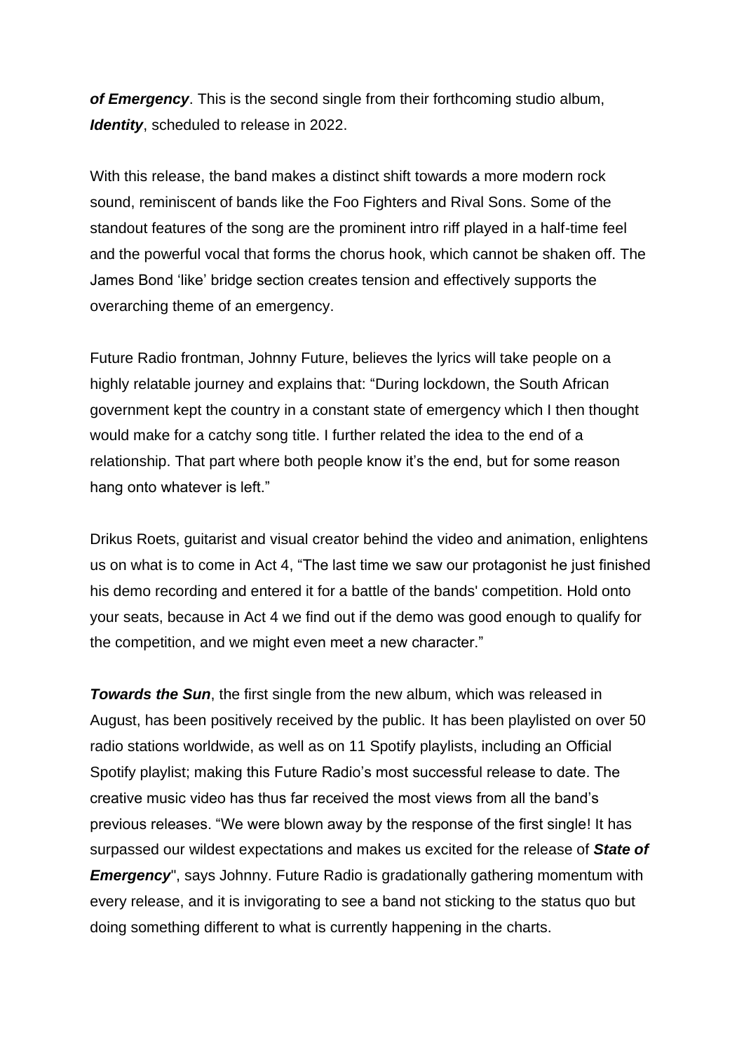***of Emergency***. This is the second single from their forthcoming studio album, ***Identity***, scheduled to release in 2022.

With this release, the band makes a distinct shift towards a more modern rock sound, reminiscent of bands like the Foo Fighters and Rival Sons. Some of the standout features of the song are the prominent intro riff played in a half-time feel and the powerful vocal that forms the chorus hook, which cannot be shaken off. The James Bond 'like' bridge section creates tension and effectively supports the overarching theme of an emergency.

Future Radio frontman, Johnny Future, believes the lyrics will take people on a highly relatable journey and explains that: "During lockdown, the South African government kept the country in a constant state of emergency which I then thought would make for a catchy song title. I further related the idea to the end of a relationship. That part where both people know it's the end, but for some reason hang onto whatever is left."

Drikus Roets, guitarist and visual creator behind the video and animation, enlightens us on what is to come in Act 4, "The last time we saw our protagonist he just finished his demo recording and entered it for a battle of the bands' competition. Hold onto your seats, because in Act 4 we find out if the demo was good enough to qualify for the competition, and we might even meet a new character."

***Towards the Sun***, the first single from the new album, which was released in August, has been positively received by the public. It has been playlisted on over 50 radio stations worldwide, as well as on 11 Spotify playlists, including an Official Spotify playlist; making this Future Radio's most successful release to date. The creative music video has thus far received the most views from all the band's previous releases. "We were blown away by the response of the first single! It has surpassed our wildest expectations and makes us excited for the release of ***State of Emergency***", says Johnny. Future Radio is gradationally gathering momentum with every release, and it is invigorating to see a band not sticking to the status quo but doing something different to what is currently happening in the charts.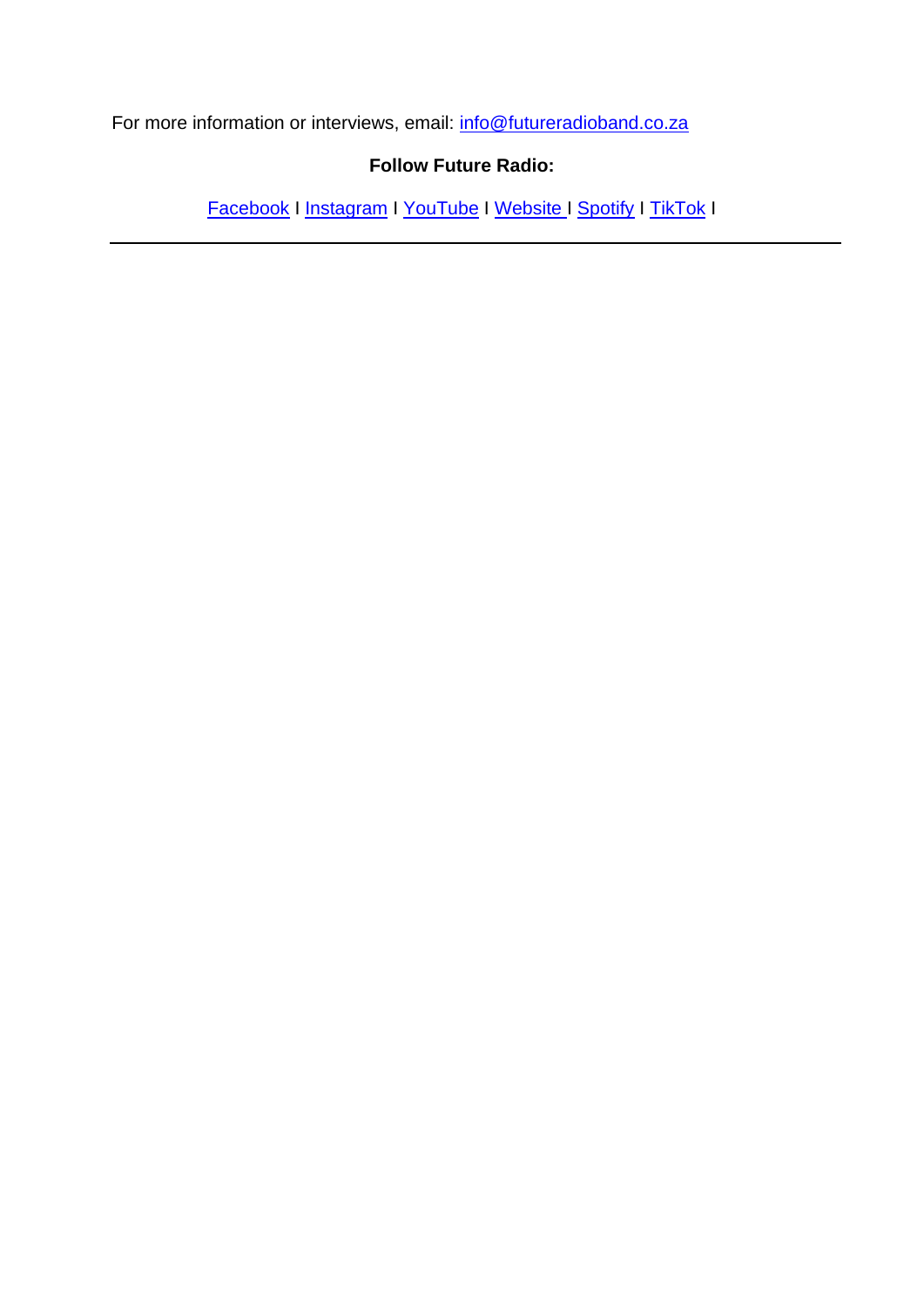For more information or interviews, email: info@futureradioband.co.za

**Follow Future Radio:**

Facebook I Instagram I YouTube I Website I Spotify I TikTok I

---